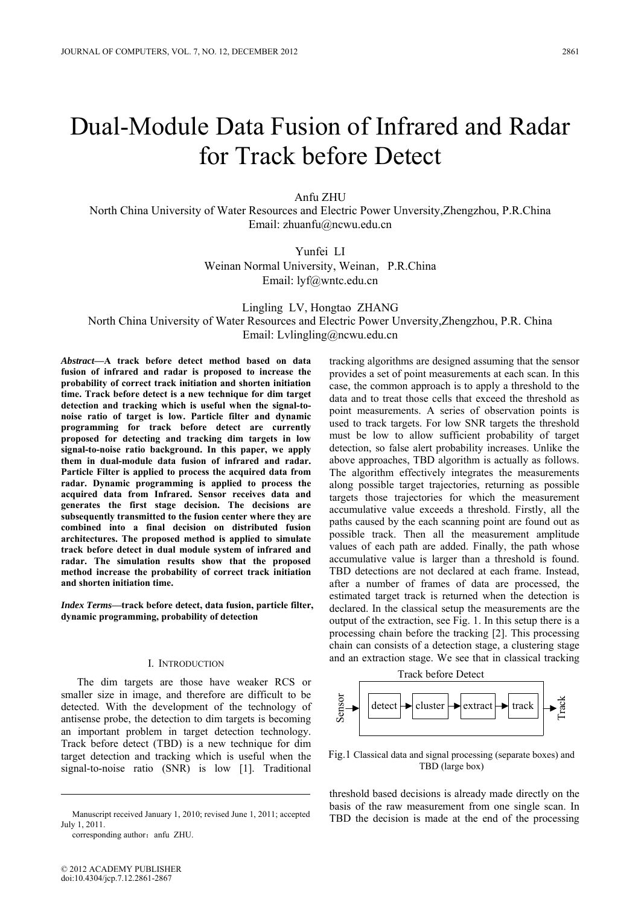# Dual-Module Data Fusion of Infrared and Radar for Track before Detect

Anfu ZHU
North China University of Water Resources and Electric Power Unversity,Zhengzhou, P.R.China
Email: zhuanfu@ncwu.edu.cn

Yunfei LI
Weinan Normal University, Weinan, P.R.China
Email: lyf@wntc.edu.cn

Lingling LV, Hongtao ZHANG
North China University of Water Resources and Electric Power Unversity,Zhengzhou, P.R. China
Email: Lvlingling@ncwu.edu.cn

***Abstract*—A track before detect method based on data fusion of infrared and radar is proposed to increase the probability of correct track initiation and shorten initiation time. Track before detect is a new technique for dim target detection and tracking which is useful when the signal-to-noise ratio of target is low. Particle filter and dynamic programming for track before detect are currently proposed for detecting and tracking dim targets in low signal-to-noise ratio background. In this paper, we apply them in dual-module data fusion of infrared and radar. Particle Filter is applied to process the acquired data from radar. Dynamic programming is applied to process the acquired data from Infrared. Sensor receives data and generates the first stage decision. The decisions are subsequently transmitted to the fusion center where they are combined into a final decision on distributed fusion architectures. The proposed method is applied to simulate track before detect in dual module system of infrared and radar. The simulation results show that the proposed method increase the probability of correct track initiation and shorten initiation time.**

***Index Terms*—track before detect, data fusion, particle filter, dynamic programming, probability of detection**

## I. Introduction

The dim targets are those have weaker RCS or smaller size in image, and therefore are difficult to be detected. With the development of the technology of antisense probe, the detection to dim targets is becoming an important problem in target detection technology. Track before detect (TBD) is a new technique for dim target detection and tracking which is useful when the signal-to-noise ratio (SNR) is low [1]. Traditional tracking algorithms are designed assuming that the sensor provides a set of point measurements at each scan. In this case, the common approach is to apply a threshold to the data and to treat those cells that exceed the threshold as point measurements. A series of observation points is used to track targets. For low SNR targets the threshold must be low to allow sufficient probability of target detection, so false alert probability increases. Unlike the above approaches, TBD algorithm is actually as follows. The algorithm effectively integrates the measurements along possible target trajectories, returning as possible targets those trajectories for which the measurement accumulative value exceeds a threshold. Firstly, all the paths caused by the each scanning point are found out as possible track. Then all the measurement amplitude values of each path are added. Finally, the path whose accumulative value is larger than a threshold is found. TBD detections are not declared at each frame. Instead, after a number of frames of data are processed, the estimated target track is returned when the detection is declared. In the classical setup the measurements are the output of the extraction, see Fig. 1. In this setup there is a processing chain before the tracking [2]. This processing chain can consists of a detection stage, a clustering stage and an extraction stage. We see that in classical tracking

Track before Detect

Sensor → detect → cluster → extract → track → Track

Fig.1 Classical data and signal processing (separate boxes) and TBD (large box)

threshold based decisions is already made directly on the basis of the raw measurement from one single scan. In TBD the decision is made at the end of the processing

Manuscript received January 1, 2010; revised June 1, 2011; accepted July 1, 2011.

corresponding author: anfu ZHU.

© 2012 ACADEMY PUBLISHER
doi:10.4304/jcp.7.12.2861-2867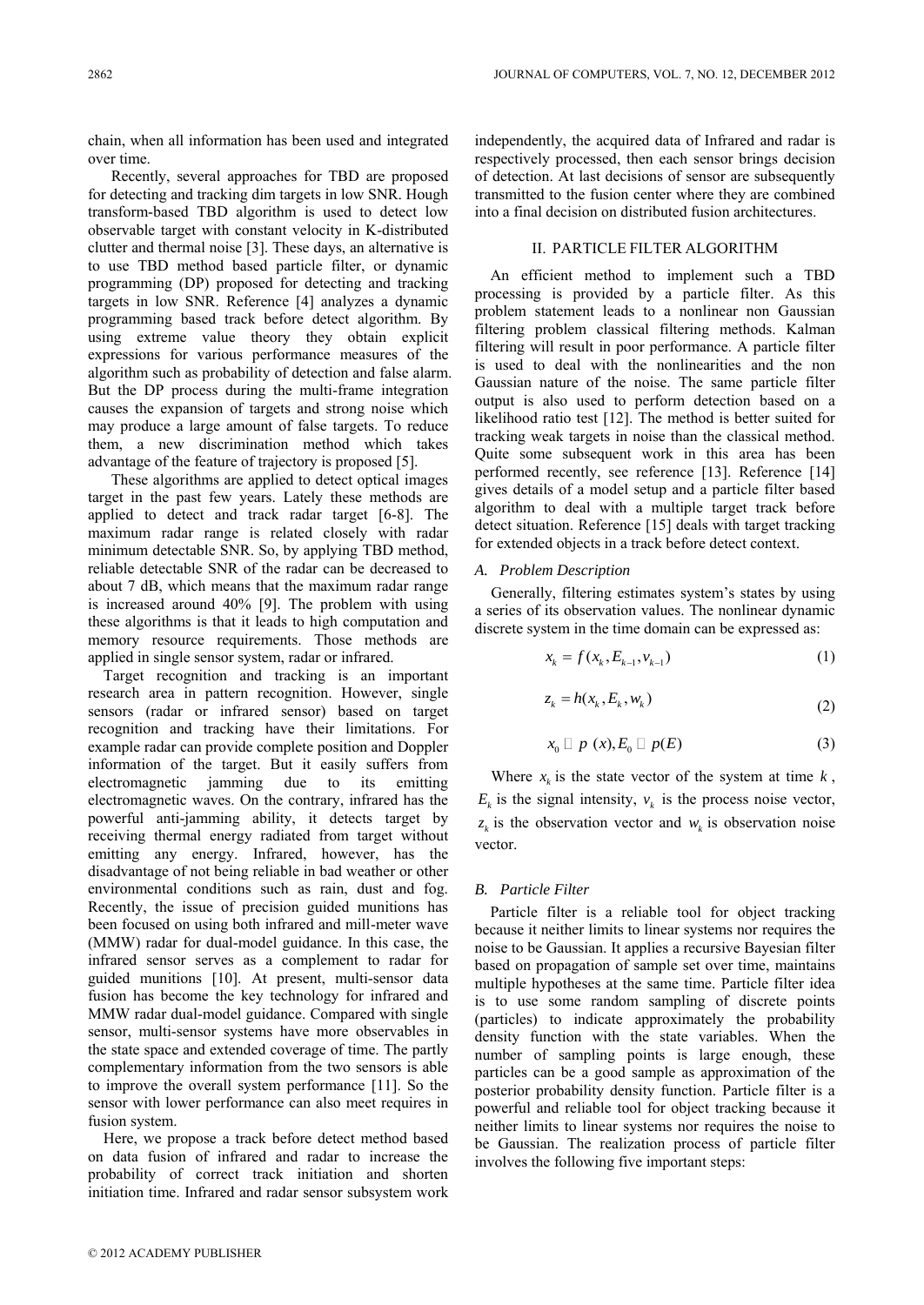chain, when all information has been used and integrated over time.

Recently, several approaches for TBD are proposed for detecting and tracking dim targets in low SNR. Hough transform-based TBD algorithm is used to detect low observable target with constant velocity in K-distributed clutter and thermal noise [3]. These days, an alternative is to use TBD method based particle filter, or dynamic programming (DP) proposed for detecting and tracking targets in low SNR. Reference [4] analyzes a dynamic programming based track before detect algorithm. By using extreme value theory they obtain explicit expressions for various performance measures of the algorithm such as probability of detection and false alarm. But the DP process during the multi-frame integration causes the expansion of targets and strong noise which may produce a large amount of false targets. To reduce them, a new discrimination method which takes advantage of the feature of trajectory is proposed [5].

These algorithms are applied to detect optical images target in the past few years. Lately these methods are applied to detect and track radar target [6-8]. The maximum radar range is related closely with radar minimum detectable SNR. So, by applying TBD method, reliable detectable SNR of the radar can be decreased to about 7 dB, which means that the maximum radar range is increased around 40% [9]. The problem with using these algorithms is that it leads to high computation and memory resource requirements. Those methods are applied in single sensor system, radar or infrared.

Target recognition and tracking is an important research area in pattern recognition. However, single sensors (radar or infrared sensor) based on target recognition and tracking have their limitations. For example radar can provide complete position and Doppler information of the target. But it easily suffers from electromagnetic jamming due to its emitting electromagnetic waves. On the contrary, infrared has the powerful anti-jamming ability, it detects target by receiving thermal energy radiated from target without emitting any energy. Infrared, however, has the disadvantage of not being reliable in bad weather or other environmental conditions such as rain, dust and fog. Recently, the issue of precision guided munitions has been focused on using both infrared and mill-meter wave (MMW) radar for dual-model guidance. In this case, the infrared sensor serves as a complement to radar for guided munitions [10]. At present, multi-sensor data fusion has become the key technology for infrared and MMW radar dual-model guidance. Compared with single sensor, multi-sensor systems have more observables in the state space and extended coverage of time. The partly complementary information from the two sensors is able to improve the overall system performance [11]. So the sensor with lower performance can also meet requires in fusion system.

Here, we propose a track before detect method based on data fusion of infrared and radar to increase the probability of correct track initiation and shorten initiation time. Infrared and radar sensor subsystem work independently, the acquired data of Infrared and radar is respectively processed, then each sensor brings decision of detection. At last decisions of sensor are subsequently transmitted to the fusion center where they are combined into a final decision on distributed fusion architectures.

## II. PARTICLE FILTER ALGORITHM

An efficient method to implement such a TBD processing is provided by a particle filter. As this problem statement leads to a nonlinear non Gaussian filtering problem classical filtering methods. Kalman filtering will result in poor performance. A particle filter is used to deal with the nonlinearities and the non Gaussian nature of the noise. The same particle filter output is also used to perform detection based on a likelihood ratio test [12]. The method is better suited for tracking weak targets in noise than the classical method. Quite some subsequent work in this area has been performed recently, see reference [13]. Reference [14] gives details of a model setup and a particle filter based algorithm to deal with a multiple target track before detect situation. Reference [15] deals with target tracking for extended objects in a track before detect context.

### *A. Problem Description*

Generally, filtering estimates system's states by using a series of its observation values. The nonlinear dynamic discrete system in the time domain can be expressed as:

$$x_k = f(x_k, E_{k-1}, v_{k-1}) \tag{1}$$

$$z_k = h(x_k, E_k, w_k) \tag{2}$$

$$x_0 \sim p(x), E_0 \sim p(E) \tag{3}$$

Where $x_k$ is the state vector of the system at time $k$, $E_k$ is the signal intensity, $v_k$ is the process noise vector, $z_k$ is the observation vector and $w_k$ is observation noise vector.

### *B. Particle Filter*

Particle filter is a reliable tool for object tracking because it neither limits to linear systems nor requires the noise to be Gaussian. It applies a recursive Bayesian filter based on propagation of sample set over time, maintains multiple hypotheses at the same time. Particle filter idea is to use some random sampling of discrete points (particles) to indicate approximately the probability density function with the state variables. When the number of sampling points is large enough, these particles can be a good sample as approximation of the posterior probability density function. Particle filter is a powerful and reliable tool for object tracking because it neither limits to linear systems nor requires the noise to be Gaussian. The realization process of particle filter involves the following five important steps: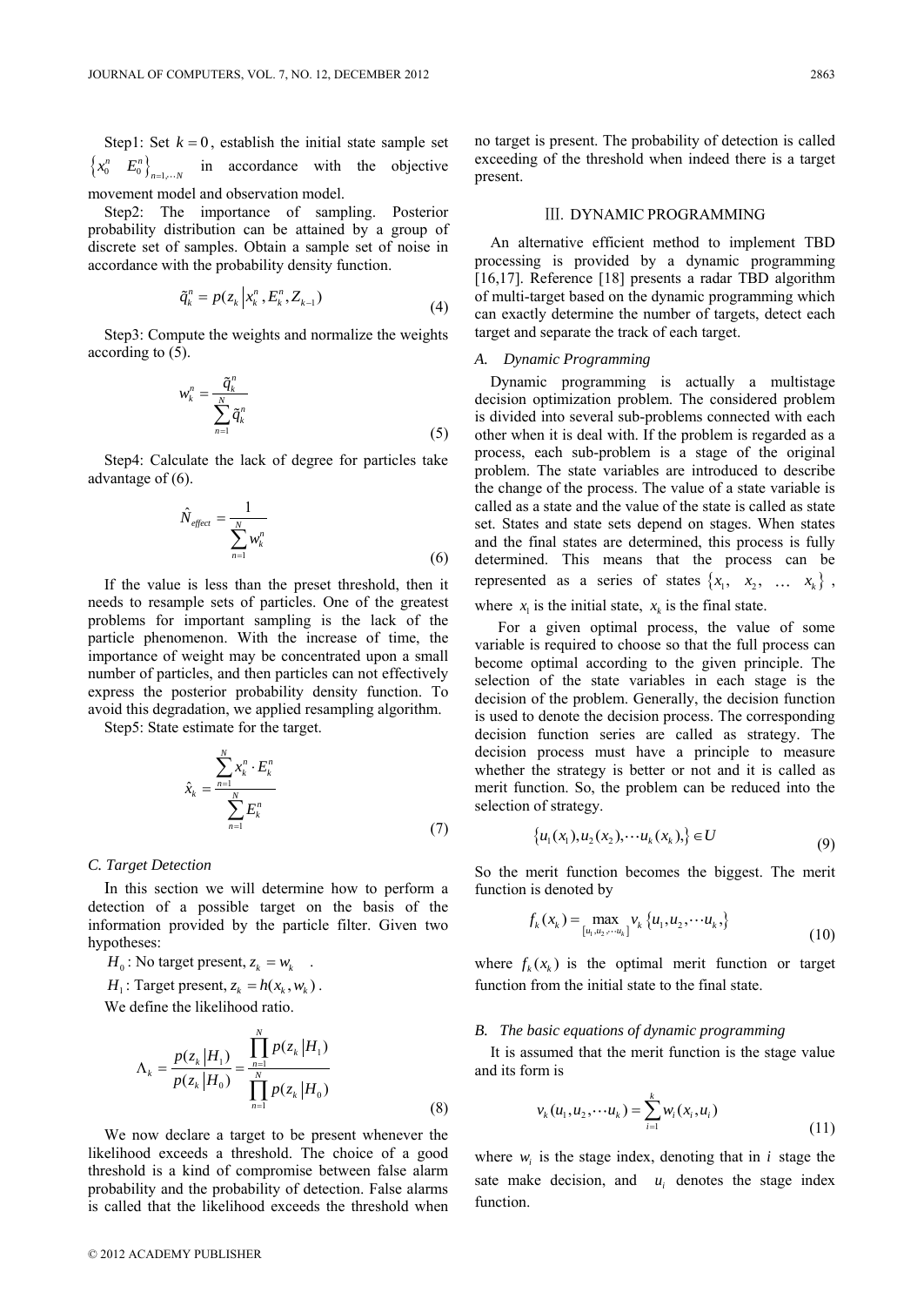Step1: Set $k=0$, establish the initial state sample set $\{x_0^n \quad E_0^n\}_{n=1,\cdots N}$ in accordance with the objective movement model and observation model.

Step2: The importance of sampling. Posterior probability distribution can be attained by a group of discrete set of samples. Obtain a sample set of noise in accordance with the probability density function.

$$\tilde{q}_k^n = p(z_k \left| x_k^n, E_k^n, Z_{k-1}\right.) \tag{4}$$

Step3: Compute the weights and normalize the weights according to (5).

$$w_k^n = \frac{\tilde{q}_k^n}{\sum_{n=1}^{N} \tilde{q}_k^n} \tag{5}$$

Step4: Calculate the lack of degree for particles take advantage of (6).

$$\hat{N}_{effect} = \frac{1}{\sum_{n=1}^{N} w_k^n} \tag{6}$$

If the value is less than the preset threshold, then it needs to resample sets of particles. One of the greatest problems for important sampling is the lack of the particle phenomenon. With the increase of time, the importance of weight may be concentrated upon a small number of particles, and then particles can not effectively express the posterior probability density function. To avoid this degradation, we applied resampling algorithm.

Step5: State estimate for the target.

$$\hat{x}_k = \frac{\sum_{n=1}^{N} x_k^n \cdot E_k^n}{\sum_{n=1}^{N} E_k^n} \tag{7}$$

### C. Target Detection

In this section we will determine how to perform a detection of a possible target on the basis of the information provided by the particle filter. Given two hypotheses:

$H_0$: No target present, $z_k = w_k$ .

$H_1$: Target present, $z_k = h(x_k, w_k)$ .

We define the likelihood ratio.

$$\Lambda_k = \frac{p(z_k \left| H_1\right.)}{p(z_k \left| H_0\right.)} = \frac{\prod_{n=1}^{N} p(z_k \left| H_1\right.)}{\prod_{n=1}^{N} p(z_k \left| H_0\right.)} \tag{8}$$

We now declare a target to be present whenever the likelihood exceeds a threshold. The choice of a good threshold is a kind of compromise between false alarm probability and the probability of detection. False alarms is called that the likelihood exceeds the threshold when no target is present. The probability of detection is called exceeding of the threshold when indeed there is a target present.

## III. DYNAMIC PROGRAMMING

An alternative efficient method to implement TBD processing is provided by a dynamic programming [16,17]. Reference [18] presents a radar TBD algorithm of multi-target based on the dynamic programming which can exactly determine the number of targets, detect each target and separate the track of each target.

### A. Dynamic Programming

Dynamic programming is actually a multistage decision optimization problem. The considered problem is divided into several sub-problems connected with each other when it is deal with. If the problem is regarded as a process, each sub-problem is a stage of the original problem. The state variables are introduced to describe the change of the process. The value of a state variable is called as a state and the value of the state is called as state set. States and state sets depend on stages. When states and the final states are determined, this process is fully determined. This means that the process can be represented as a series of states $\{x_1, \quad x_2, \quad \ldots \quad x_k\}$ , where $x_1$ is the initial state, $x_k$ is the final state.

For a given optimal process, the value of some variable is required to choose so that the full process can become optimal according to the given principle. The selection of the state variables in each stage is the decision of the problem. Generally, the decision function is used to denote the decision process. The corresponding decision function series are called as strategy. The decision process must have a principle to measure whether the strategy is better or not and it is called as merit function. So, the problem can be reduced into the selection of strategy.

$$\{u_1(x_1), u_2(x_2), \cdots u_k(x_k),\} \in U \tag{9}$$

So the merit function becomes the biggest. The merit function is denoted by

$$f_k(x_k) = \max_{[u_1, u_2, \cdots u_k]} v_k \{u_1, u_2, \cdots u_k,\} \tag{10}$$

where $f_k(x_k)$ is the optimal merit function or target function from the initial state to the final state.

### B. The basic equations of dynamic programming

It is assumed that the merit function is the stage value and its form is

$$v_k(u_1, u_2, \cdots u_k) = \sum_{i=1}^{k} w_i(x_i, u_i) \tag{11}$$

where $w_i$ is the stage index, denoting that in $i$ stage the sate make decision, and $u_i$ denotes the stage index function.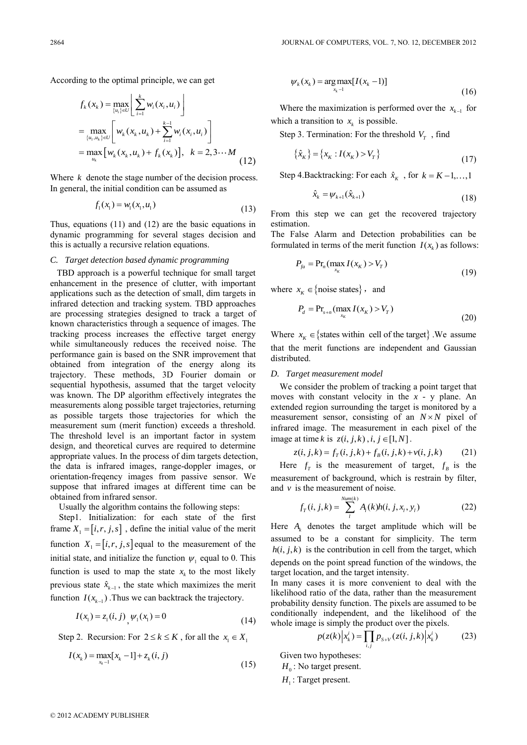According to the optimal principle, we can get

$$
\begin{aligned}
f_k(x_k) &= \max_{\{u_i\}\in U}\left[\sum_{i=1}^{k} w_i(x_i,u_i)\right] \\
&= \max_{\{u_i,u_k\}\in U}\left[w_k(x_k,u_k)+\sum_{i=1}^{k-1} w_i(x_i,u_i)\right] \\
&= \max_{u_k}\left[w_k(x_k,u_k)+f_k(x_k)\right],\quad k=2,3\cdots M
\end{aligned} \tag{12}
$$

Where $k$ denote the stage number of the decision process. In general, the initial condition can be assumed as

$$f_1(x_1)=w_1(x_1,u_1) \tag{13}$$

Thus, equations (11) and (12) are the basic equations in dynamic programming for several stages decision and this is actually a recursive relation equations.

### C. Target detection based dynamic programming

TBD approach is a powerful technique for small target enhancement in the presence of clutter, with important applications such as the detection of small, dim targets in infrared detection and tracking system. TBD approaches are processing strategies designed to track a target of known characteristics through a sequence of images. The tracking process increases the effective target energy while simultaneously reduces the received noise. The performance gain is based on the SNR improvement that obtained from integration of the energy along its trajectory. These methods, 3D Fourier domain or sequential hypothesis, assumed that the target velocity was known. The DP algorithm effectively integrates the measurements along possible target trajectories, returning as possible targets those trajectories for which the measurement sum (merit function) exceeds a threshold. The threshold level is an important factor in system design, and theoretical curves are required to determine appropriate values. In the process of dim targets detection, the data is infrared images, range-doppler images, or orientation-freqency images from passive sensor. We suppose that infrared images at different time can be obtained from infrared sensor.

Usually the algorithm contains the following steps:

Step1. Initialization: for each state of the first frame $X_1=[i,r,j,s]$, define the initial value of the merit function $X_1=[i,r,j,s]$ equal to the measurement of the initial state, and initialize the function $\psi_1$ equal to 0. This function is used to map the state $x_k$ to the most likely previous state $\hat{x}_{k-1}$, the state which maximizes the merit function $I(x_{k-1})$. Thus we can backtrack the trajectory.

$$I(x_1)=z_1(i,j),\ \psi_1(x_1)=0 \tag{14}$$

Step 2. Recursion: For $2\le k\le K$, for all the $x_1\in X_1$

$$I(x_k)=\max_{x_k-1}[x_k-1]+z_k(i,j) \tag{15}$$

$$\psi_k(x_k)=\arg\max_{x_k-1}[I(x_k-1)] \tag{16}$$

Where the maximization is performed over the $x_{k-1}$ for which a transition to $x_k$ is possible.

Step 3. Termination: For the threshold $V_T$, find

$$\{\hat{x}_K\}=\{x_K : I(x_K)>V_T\} \tag{17}$$

Step 4.Backtracking: For each $\hat{x}_K$, for $k=K-1,\ldots,1$

$$\hat{x}_k=\psi_{k+1}(\hat{x}_{k+1}) \tag{18}$$

From this step we can get the recovered trajectory estimation.

The False Alarm and Detection probabilities can be formulated in terms of the merit function $I(x_k)$ as follows:

$$P_{fa}=\Pr_n(\max_{x_K} I(x_K)>V_T) \tag{19}$$

where $x_K\in\{\text{noise states}\}$, and

$$P_d=\Pr_{s+n}(\max_{x_K} I(x_K)>V_T) \tag{20}$$

Where $x_K\in\{\text{states within cell of the target}\}$. We assume that the merit functions are independent and Gaussian distributed.

### D. Target measurement model

We consider the problem of tracking a point target that moves with constant velocity in the $x$ - y plane. An extended region surrounding the target is monitored by a measurement sensor, consisting of an $N\times N$ pixel of infrared image. The measurement in each pixel of the image at time $k$ is $z(i,j,k)$, $i,j\in[1,N]$.

$$z(i,j,k)=f_T(i,j,k)+f_B(i,j,k)+v(i,j,k) \tag{21}$$

Here $f_T$ is the measurement of target, $f_B$ is the measurement of background, which is restrain by filter, and $v$ is the measurement of noise.

$$f_T(i,j,k)=\sum_{l}^{Num(k)} A_l(k)h(i,j,x_l,y_l) \tag{22}$$

Here $A_k$ denotes the target amplitude which will be assumed to be a constant for simplicity. The term $h(i,j,k)$ is the contribution in cell from the target, which depends on the point spread function of the windows, the target location, and the target intensity.

In many cases it is more convenient to deal with the likelihood ratio of the data, rather than the measurement probability density function. The pixels are assumed to be conditionally independent, and the likelihood of the whole image is simply the product over the pixels.

$$p(z(k)\,|\,x_k^i)=\prod_{i,j} p_{S+V}(z(i,j,k)\,|\,x_k^i) \tag{23}$$

Given two hypotheses:

$H_0$: No target present.

$H_1$: Target present.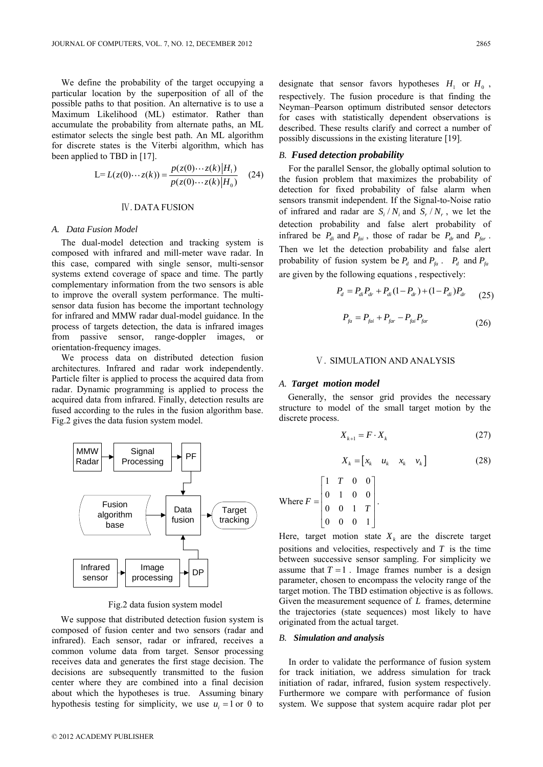We define the probability of the target occupying a particular location by the superposition of all of the possible paths to that position. An alternative is to use a Maximum Likelihood (ML) estimator. Rather than accumulate the probability from alternate paths, an ML estimator selects the single best path. An ML algorithm for discrete states is the Viterbi algorithm, which has been applied to TBD in [17].

$$\mathrm{L}= L(z(0)\cdots z(k)) = \frac{p(z(0)\cdots z(k)|H_1)}{p(z(0)\cdots z(k)|H_0)} \quad (24)$$

## Ⅳ. DATA FUSION

### A. Data Fusion Model

The dual-model detection and tracking system is composed with infrared and mill-meter wave radar. In this case, compared with single sensor, multi-sensor systems extend coverage of space and time. The partly complementary information from the two sensors is able to improve the overall system performance. The multi-sensor data fusion has become the important technology for infrared and MMW radar dual-model guidance. In the process of targets detection, the data is infrared images from passive sensor, range-doppler images, or orientation-frequency images.

We process data on distributed detection fusion architectures. Infrared and radar work independently. Particle filter is applied to process the acquired data from radar. Dynamic programming is applied to process the acquired data from infrared. Finally, detection results are fused according to the rules in the fusion algorithm base. Fig.2 gives the data fusion system model.

Fig.2 data fusion system model

We suppose that distributed detection fusion system is composed of fusion center and two sensors (radar and infrared). Each sensor, radar or infrared, receives a common volume data from target. Sensor processing receives data and generates the first stage decision. The decisions are subsequently transmitted to the fusion center where they are combined into a final decision about which the hypotheses is true. Assuming binary hypothesis testing for simplicity, we use $u_i = 1$ or 0 to designate that sensor favors hypotheses $H_1$ or $H_0$, respectively. The fusion procedure is that finding the Neyman–Pearson optimum distributed sensor detectors for cases with statistically dependent observations is described. These results clarify and correct a number of possibly discussions in the existing literature [19].

### B. *Fused detection probability*

For the parallel Sensor, the globally optimal solution to the fusion problem that maximizes the probability of detection for fixed probability of false alarm when sensors transmit independent. If the Signal-to-Noise ratio of infrared and radar are $S_i / N_i$ and $S_r / N_r$, we let the detection probability and false alert probability of infrared be $P_{di}$ and $P_{fai}$, those of radar be $P_{dr}$ and $P_{far}$. Then we let the detection probability and false alert probability of fusion system be $P_d$ and $P_{fa}$. $P_d$ and $P_{fa}$ are given by the following equations , respectively:

$$P_d = P_{di}P_{dr} + P_{di}(1-P_{dr}) + (1-P_{di})P_{dr} \quad (25)$$

$$P_{fa} = P_{fai} + P_{far} - P_{fai}P_{far} \quad (26)$$

## Ⅴ. SIMULATION AND ANALYSIS

### A. *Target motion model*

Generally, the sensor grid provides the necessary structure to model of the small target motion by the discrete process.

$$X_{k+1} = F \cdot X_k \quad (27)$$

$$X_k = \begin{bmatrix} x_k & u_k & x_k & v_k \end{bmatrix} \quad (28)$$

Where $F = \begin{bmatrix} 1 & T & 0 & 0 \\ 0 & 1 & 0 & 0 \\ 0 & 0 & 1 & T \\ 0 & 0 & 0 & 1 \end{bmatrix}$.

Here, target motion state $X_k$ are the discrete target positions and velocities, respectively and $T$ is the time between successive sensor sampling. For simplicity we assume that $T = 1$. Image frames number is a design parameter, chosen to encompass the velocity range of the target motion. The TBD estimation objective is as follows. Given the measurement sequence of $L$ frames, determine the trajectories (state sequences) most likely to have originated from the actual target.

### B. *Simulation and analysis*

In order to validate the performance of fusion system for track initiation, we address simulation for track initiation of radar, infrared, fusion system respectively. Furthermore we compare with performance of fusion system. We suppose that system acquire radar plot per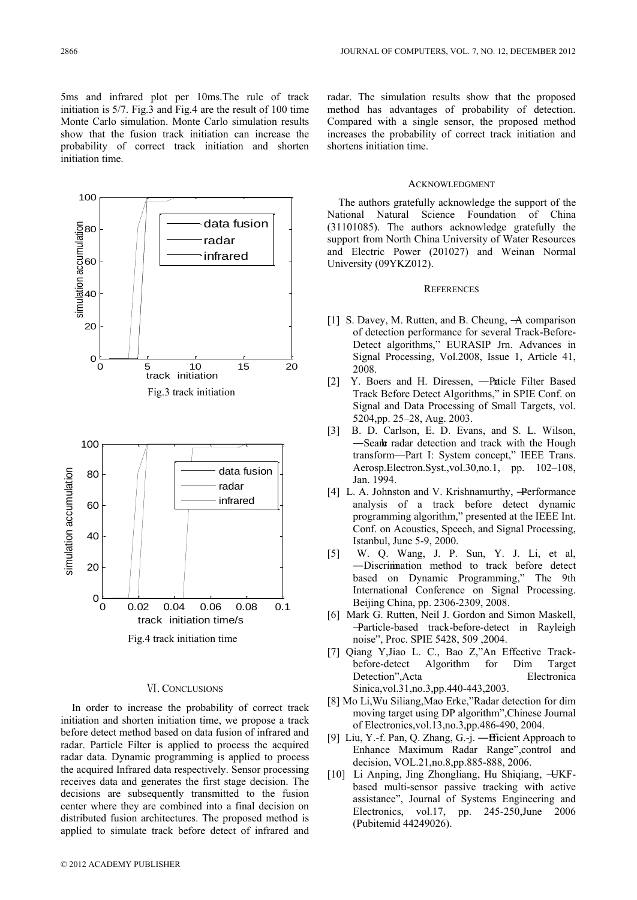5ms and infrared plot per 10ms.The rule of track initiation is 5/7. Fig.3 and Fig.4 are the result of 100 time Monte Carlo simulation. Monte Carlo simulation results show that the fusion track initiation can increase the probability of correct track initiation and shorten initiation time.

Fig.3 track initiation

Fig.4 track initiation time

## VI. CONCLUSIONS

In order to increase the probability of correct track initiation and shorten initiation time, we propose a track before detect method based on data fusion of infrared and radar. Particle Filter is applied to process the acquired radar data. Dynamic programming is applied to process the acquired Infrared data respectively. Sensor processing receives data and generates the first stage decision. The decisions are subsequently transmitted to the fusion center where they are combined into a final decision on distributed fusion architectures. The proposed method is applied to simulate track before detect of infrared and radar. The simulation results show that the proposed method has advantages of probability of detection. Compared with a single sensor, the proposed method increases the probability of correct track initiation and shortens initiation time.

## ACKNOWLEDGMENT

The authors gratefully acknowledge the support of the National Natural Science Foundation of China (31101085). The authors acknowledge gratefully the support from North China University of Water Resources and Electric Power (201027) and Weinan Normal University (09YKZ012).

## REFERENCES

[1] S. Davey, M. Rutten, and B. Cheung, ―A comparison of detection performance for several Track-Before-Detect algorithms," EURASIP Jrn. Advances in Signal Processing, Vol.2008, Issue 1, Article 41, 2008.

[2] Y. Boers and H. Diressen, ―Particle Filter Based Track Before Detect Algorithms," in SPIE Conf. on Signal and Data Processing of Small Targets, vol. 5204,pp. 25–28, Aug. 2003.

[3] B. D. Carlson, E. D. Evans, and S. L. Wilson, ―Search radar detection and track with the Hough transform—Part I: System concept," IEEE Trans. Aerosp.Electron.Syst.,vol.30,no.1, pp. 102–108, Jan. 1994.

[4] L. A. Johnston and V. Krishnamurthy, ―Performance analysis of a track before detect dynamic programming algorithm," presented at the IEEE Int. Conf. on Acoustics, Speech, and Signal Processing, Istanbul, June 5-9, 2000.

[5] W. Q. Wang, J. P. Sun, Y. J. Li, et al, ―Discrimination method to track before detect based on Dynamic Programming," The 9th International Conference on Signal Processing. Beijing China, pp. 2306-2309, 2008.

[6] Mark G. Rutten, Neil J. Gordon and Simon Maskell, ―Particle-based track-before-detect in Rayleigh noise", Proc. SPIE 5428, 509 ,2004.

[7] Qiang Y,Jiao L. C., Bao Z,"An Effective Track-before-detect Algorithm for Dim Target Detection",Acta Electronica Sinica,vol.31,no.3,pp.440-443,2003.

[8] Mo Li,Wu Siliang,Mao Erke,"Radar detection for dim moving target using DP algorithm",Chinese Journal of Electronics,vol.13,no.3,pp.486-490, 2004.

[9] Liu, Y.-f. Pan, Q. Zhang, G.-j. ―Efficient Approach to Enhance Maximum Radar Range",control and decision, VOL.21,no.8,pp.885-888, 2006.

[10] Li Anping, Jing Zhongliang, Hu Shiqiang, ―UKF-based multi-sensor passive tracking with active assistance", Journal of Systems Engineering and Electronics, vol.17, pp. 245-250,June 2006 (Pubitemid 44249026).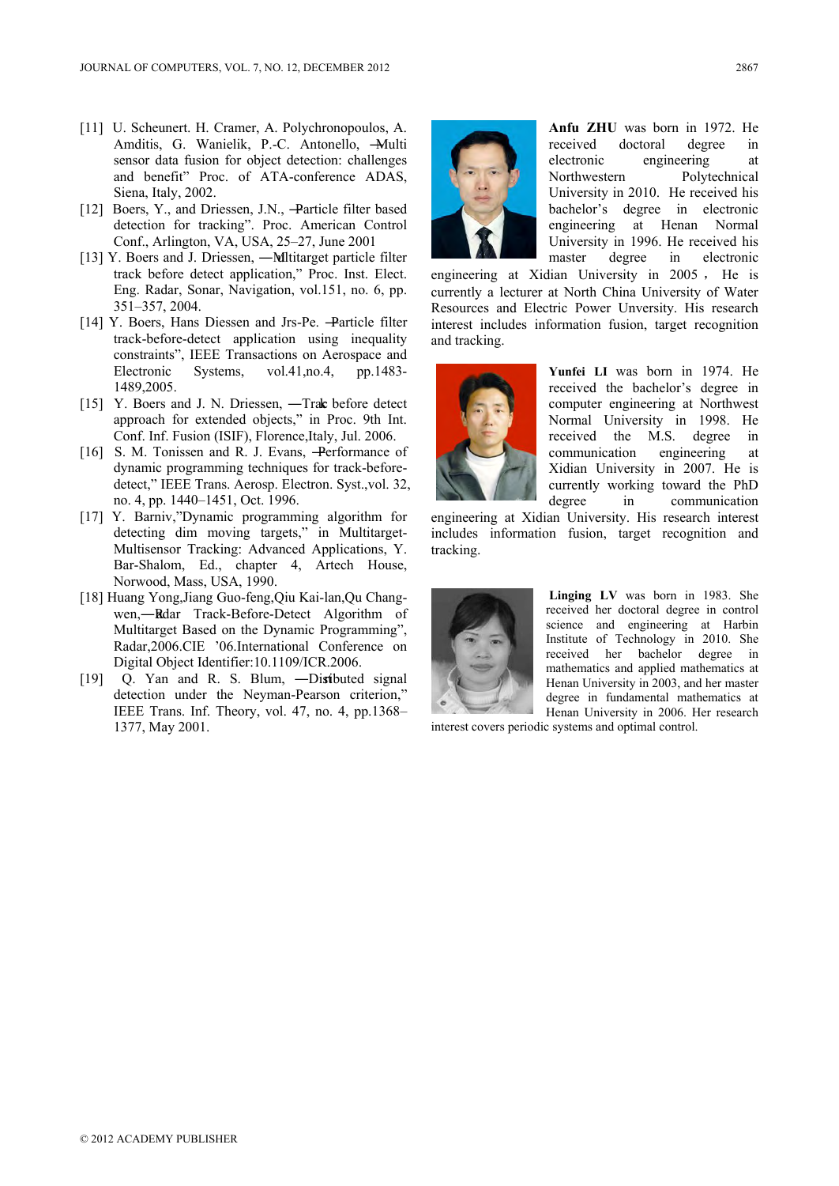[11] U. Scheunert. H. Cramer, A. Polychronopoulos, A. Amditis, G. Wanielik, P.-C. Antonello, ―Multi sensor data fusion for object detection: challenges and benefit" Proc. of ATA-conference ADAS, Siena, Italy, 2002.

[12] Boers, Y., and Driessen, J.N., ―Particle filter based detection for tracking". Proc. American Control Conf., Arlington, VA, USA, 25–27, June 2001

[13] Y. Boers and J. Driessen, ―Multitarget particle filter track before detect application," Proc. Inst. Elect. Eng. Radar, Sonar, Navigation, vol.151, no. 6, pp. 351–357, 2004.

[14] Y. Boers, Hans Diessen and Jrs-Pe. ―Particle filter track-before-detect application using inequality constraints", IEEE Transactions on Aerospace and Electronic Systems, vol.41,no.4, pp.1483-1489,2005.

[15] Y. Boers and J. N. Driessen, ―Track before detect approach for extended objects," in Proc. 9th Int. Conf. Inf. Fusion (ISIF), Florence,Italy, Jul. 2006.

[16] S. M. Tonissen and R. J. Evans, ―Performance of dynamic programming techniques for track-before-detect," IEEE Trans. Aerosp. Electron. Syst.,vol. 32, no. 4, pp. 1440–1451, Oct. 1996.

[17] Y. Barniv,"Dynamic programming algorithm for detecting dim moving targets," in Multitarget-Multisensor Tracking: Advanced Applications, Y. Bar-Shalom, Ed., chapter 4, Artech House, Norwood, Mass, USA, 1990.

[18] Huang Yong,Jiang Guo-feng,Qiu Kai-lan,Qu Chang-wen,―Radar Track-Before-Detect Algorithm of Multitarget Based on the Dynamic Programming", Radar,2006.CIE '06.International Conference on Digital Object Identifier:10.1109/ICR.2006.

[19] Q. Yan and R. S. Blum, ―Distributed signal detection under the Neyman-Pearson criterion," IEEE Trans. Inf. Theory, vol. 47, no. 4, pp.1368–1377, May 2001.

**Anfu ZHU** was born in 1972. He received doctoral degree in electronic engineering at Northwestern Polytechnical University in 2010. He received his bachelor's degree in electronic engineering at Henan Normal University in 1996. He received his master degree in electronic engineering at Xidian University in 2005， He is currently a lecturer at North China University of Water Resources and Electric Power Unversity. His research interest includes information fusion, target recognition and tracking.

**Yunfei LI** was born in 1974. He received the bachelor's degree in computer engineering at Northwest Normal University in 1998. He received the M.S. degree in communication engineering at Xidian University in 2007. He is currently working toward the PhD degree in communication engineering at Xidian University. His research interest includes information fusion, target recognition and tracking.

**Linging LV** was born in 1983. She received her doctoral degree in control science and engineering at Harbin Institute of Technology in 2010. She received her bachelor degree in mathematics and applied mathematics at Henan University in 2003, and her master degree in fundamental mathematics at Henan University in 2006. Her research interest covers periodic systems and optimal control.